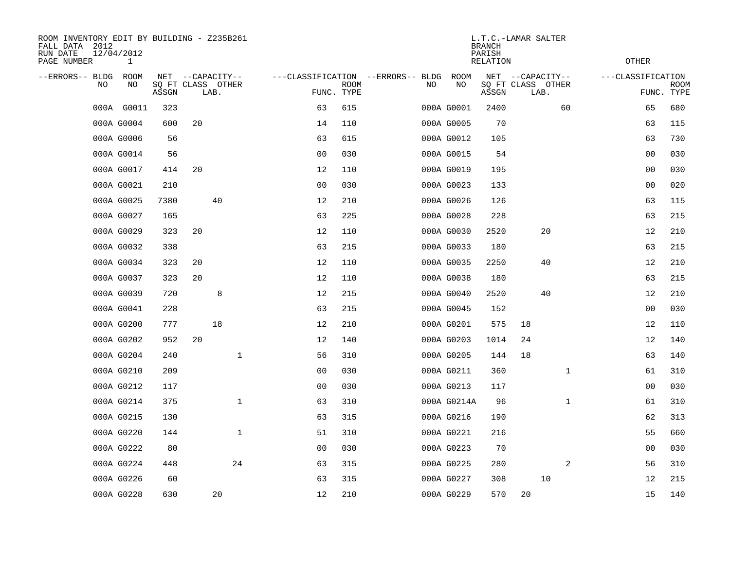ROOM INVENTORY EDIT BY BUILDING - Z235B261
FALL DATA 2012
RUN DATE 12/04/2012
PAGE NUMBER 1

L.T.C.-LAMAR SALTER
BRANCH
PARISH
RELATION

OTHER

| --ERRORS-- | BLDG NO | ROOM NO | NET SQ FT ASSGN | CAPACITY CLASS | CAPACITY LAB. | CAPACITY OTHER | CLASSIFICATION FUNC. | ROOM TYPE | --ERRORS-- | BLDG NO | ROOM NO | NET SQ FT ASSGN | CAPACITY CLASS | CAPACITY LAB. | CAPACITY OTHER | CLASSIFICATION FUNC. | ROOM TYPE |
|---|---|---|---|---|---|---|---|---|---|---|---|---|---|---|---|---|---|
| | 000A | G0011 | 323 | | | | 63 | 615 | | 000A | G0001 | 2400 | | | 60 | 65 | 680 |
| | 000A | G0004 | 600 | 20 | | | 14 | 110 | | 000A | G0005 | 70 | | | | 63 | 115 |
| | 000A | G0006 | 56 | | | | 63 | 615 | | 000A | G0012 | 105 | | | | 63 | 730 |
| | 000A | G0014 | 56 | | | | 00 | 030 | | 000A | G0015 | 54 | | | | 00 | 030 |
| | 000A | G0017 | 414 | 20 | | | 12 | 110 | | 000A | G0019 | 195 | | | | 00 | 030 |
| | 000A | G0021 | 210 | | | | 00 | 030 | | 000A | G0023 | 133 | | | | 00 | 020 |
| | 000A | G0025 | 7380 | | 40 | | 12 | 210 | | 000A | G0026 | 126 | | | | 63 | 115 |
| | 000A | G0027 | 165 | | | | 63 | 225 | | 000A | G0028 | 228 | | | | 63 | 215 |
| | 000A | G0029 | 323 | 20 | | | 12 | 110 | | 000A | G0030 | 2520 | | 20 | | 12 | 210 |
| | 000A | G0032 | 338 | | | | 63 | 215 | | 000A | G0033 | 180 | | | | 63 | 215 |
| | 000A | G0034 | 323 | 20 | | | 12 | 110 | | 000A | G0035 | 2250 | | 40 | | 12 | 210 |
| | 000A | G0037 | 323 | 20 | | | 12 | 110 | | 000A | G0038 | 180 | | | | 63 | 215 |
| | 000A | G0039 | 720 | | 8 | | 12 | 215 | | 000A | G0040 | 2520 | | 40 | | 12 | 210 |
| | 000A | G0041 | 228 | | | | 63 | 215 | | 000A | G0045 | 152 | | | | 00 | 030 |
| | 000A | G0200 | 777 | | 18 | | 12 | 210 | | 000A | G0201 | 575 | 18 | | | 12 | 110 |
| | 000A | G0202 | 952 | 20 | | | 12 | 140 | | 000A | G0203 | 1014 | 24 | | | 12 | 140 |
| | 000A | G0204 | 240 | | | 1 | 56 | 310 | | 000A | G0205 | 144 | 18 | | | 63 | 140 |
| | 000A | G0210 | 209 | | | | 00 | 030 | | 000A | G0211 | 360 | | | 1 | 61 | 310 |
| | 000A | G0212 | 117 | | | | 00 | 030 | | 000A | G0213 | 117 | | | | 00 | 030 |
| | 000A | G0214 | 375 | | | 1 | 63 | 310 | | 000A | G0214A | 96 | | | 1 | 61 | 310 |
| | 000A | G0215 | 130 | | | | 63 | 315 | | 000A | G0216 | 190 | | | | 62 | 313 |
| | 000A | G0220 | 144 | | | 1 | 51 | 310 | | 000A | G0221 | 216 | | | | 55 | 660 |
| | 000A | G0222 | 80 | | | | 00 | 030 | | 000A | G0223 | 70 | | | | 00 | 030 |
| | 000A | G0224 | 448 | | | 24 | 63 | 315 | | 000A | G0225 | 280 | | | 2 | 56 | 310 |
| | 000A | G0226 | 60 | | | | 63 | 315 | | 000A | G0227 | 308 | | 10 | | 12 | 215 |
| | 000A | G0228 | 630 | | 20 | | 12 | 210 | | 000A | G0229 | 570 | 20 | | | 15 | 140 |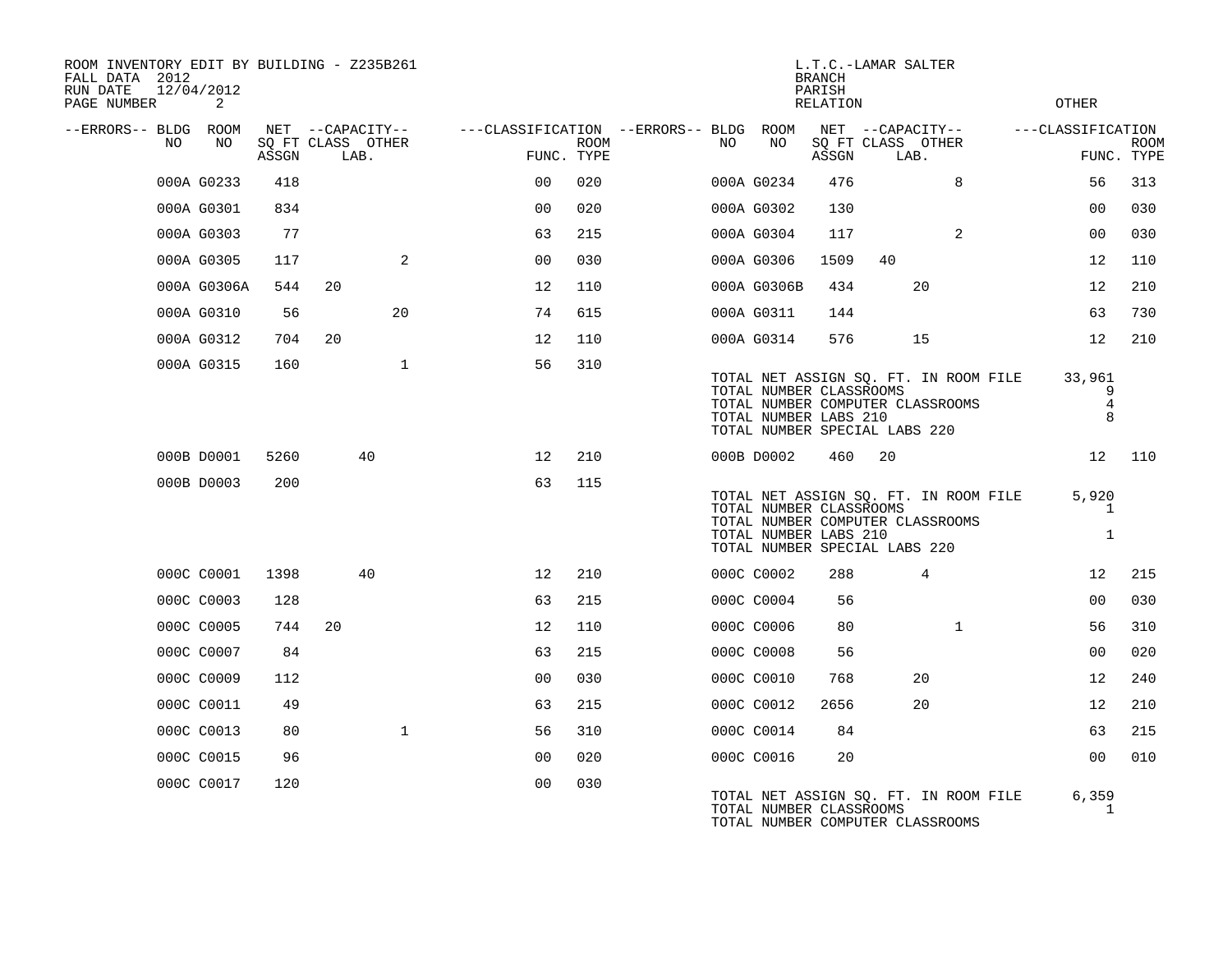ROOM INVENTORY EDIT BY BUILDING - Z235B261
FALL DATA 2012
RUN DATE 12/04/2012

L.T.C.-LAMAR SALTER
BRANCH
PARISH
RELATION

| --ERRORS-- | BLDG NO | ROOM NO | NET SQ FT ASSGN | CAPACITY CLASS | CAPACITY LAB. | CAPACITY OTHER | CLASSIFICATION FUNC. | ROOM TYPE | --ERRORS-- | BLDG NO | ROOM NO | NET SQ FT ASSGN | CAPACITY CLASS | CAPACITY LAB. | CAPACITY OTHER | CLASSIFICATION FUNC. | ROOM TYPE |
|---|---|---|---|---|---|---|---|---|---|---|---|---|---|---|---|---|---|
| | 000A | G0233 | 418 | | | | 00 | 020 | | 000A | G0234 | 476 | | | 8 | 56 | 313 |
| | 000A | G0301 | 834 | | | | 00 | 020 | | 000A | G0302 | 130 | | | | 00 | 030 |
| | 000A | G0303 | 77 | | | | 63 | 215 | | 000A | G0304 | 117 | | | 2 | 00 | 030 |
| | 000A | G0305 | 117 | | | 2 | 00 | 030 | | 000A | G0306 | 1509 | 40 | | | 12 | 110 |
| | 000A | G0306A | 544 | 20 | | | 12 | 110 | | 000A | G0306B | 434 | | 20 | | 12 | 210 |
| | 000A | G0310 | 56 | | | 20 | 74 | 615 | | 000A | G0311 | 144 | | | | 63 | 730 |
| | 000A | G0312 | 704 | 20 | | | 12 | 110 | | 000A | G0314 | 576 | | 15 | | 12 | 210 |
| | 000A | G0315 | 160 | | | 1 | 56 | 310 | | | | | | | | | |

TOTAL NET ASSIGN SQ. FT. IN ROOM FILE 33,961
TOTAL NUMBER CLASSROOMS 9
TOTAL NUMBER COMPUTER CLASSROOMS 4
TOTAL NUMBER LABS 210 8
TOTAL NUMBER SPECIAL LABS 220

| --ERRORS-- | BLDG NO | ROOM NO | NET SQ FT ASSGN | CAPACITY CLASS | CAPACITY LAB. | CAPACITY OTHER | CLASSIFICATION FUNC. | ROOM TYPE | --ERRORS-- | BLDG NO | ROOM NO | NET SQ FT ASSGN | CAPACITY CLASS | CAPACITY LAB. | CAPACITY OTHER | CLASSIFICATION FUNC. | ROOM TYPE |
|---|---|---|---|---|---|---|---|---|---|---|---|---|---|---|---|---|---|
| | 000B | D0001 | 5260 | | 40 | | 12 | 210 | | 000B | D0002 | 460 | 20 | | | 12 | 110 |
| | 000B | D0003 | 200 | | | | 63 | 115 | | | | | | | | | |

TOTAL NET ASSIGN SQ. FT. IN ROOM FILE 5,920
TOTAL NUMBER CLASSROOMS 1
TOTAL NUMBER COMPUTER CLASSROOMS
TOTAL NUMBER LABS 210 1
TOTAL NUMBER SPECIAL LABS 220

| --ERRORS-- | BLDG NO | ROOM NO | NET SQ FT ASSGN | CAPACITY CLASS | CAPACITY LAB. | CAPACITY OTHER | CLASSIFICATION FUNC. | ROOM TYPE | --ERRORS-- | BLDG NO | ROOM NO | NET SQ FT ASSGN | CAPACITY CLASS | CAPACITY LAB. | CAPACITY OTHER | CLASSIFICATION FUNC. | ROOM TYPE |
|---|---|---|---|---|---|---|---|---|---|---|---|---|---|---|---|---|---|
| | 000C | C0001 | 1398 | | 40 | | 12 | 210 | | 000C | C0002 | 288 | | 4 | | 12 | 215 |
| | 000C | C0003 | 128 | | | | 63 | 215 | | 000C | C0004 | 56 | | | | 00 | 030 |
| | 000C | C0005 | 744 | 20 | | | 12 | 110 | | 000C | C0006 | 80 | | | 1 | 56 | 310 |
| | 000C | C0007 | 84 | | | | 63 | 215 | | 000C | C0008 | 56 | | | | 00 | 020 |
| | 000C | C0009 | 112 | | | | 00 | 030 | | 000C | C0010 | 768 | | 20 | | 12 | 240 |
| | 000C | C0011 | 49 | | | | 63 | 215 | | 000C | C0012 | 2656 | | 20 | | 12 | 210 |
| | 000C | C0013 | 80 | | | 1 | 56 | 310 | | 000C | C0014 | 84 | | | | 63 | 215 |
| | 000C | C0015 | 96 | | | | 00 | 020 | | 000C | C0016 | 20 | | | | 00 | 010 |
| | 000C | C0017 | 120 | | | | 00 | 030 | | | | | | | | | |

TOTAL NET ASSIGN SQ. FT. IN ROOM FILE 6,359
TOTAL NUMBER CLASSROOMS 1
TOTAL NUMBER COMPUTER CLASSROOMS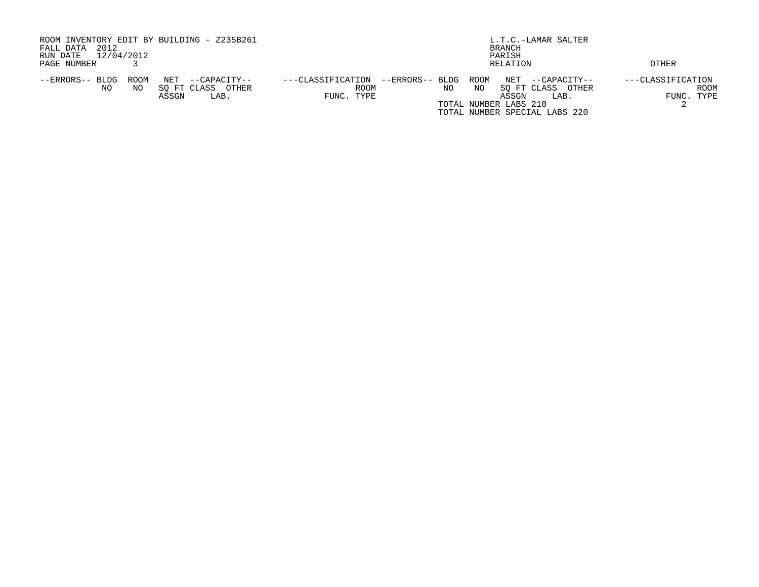ROOM INVENTORY EDIT BY BUILDING - Z235B261
FALL DATA 2012
RUN DATE 12/04/2012
PAGE NUMBER 3

L.T.C.-LAMAR SALTER
BRANCH
PARISH
RELATION OTHER

| --ERRORS-- | BLDG NO | ROOM NO | NET SQ FT ASSGN | --CAPACITY-- CLASS | OTHER LAB. | ---CLASSIFICATION FUNC. | ROOM TYPE | --ERRORS-- | BLDG NO | ROOM NO | NET SQ FT ASSGN | --CAPACITY-- CLASS | OTHER LAB. | ---CLASSIFICATION FUNC. | ROOM TYPE |
|---|---|---|---|---|---|---|---|---|---|---|---|---|---|---|---|

TOTAL NUMBER LABS 210 2

TOTAL NUMBER SPECIAL LABS 220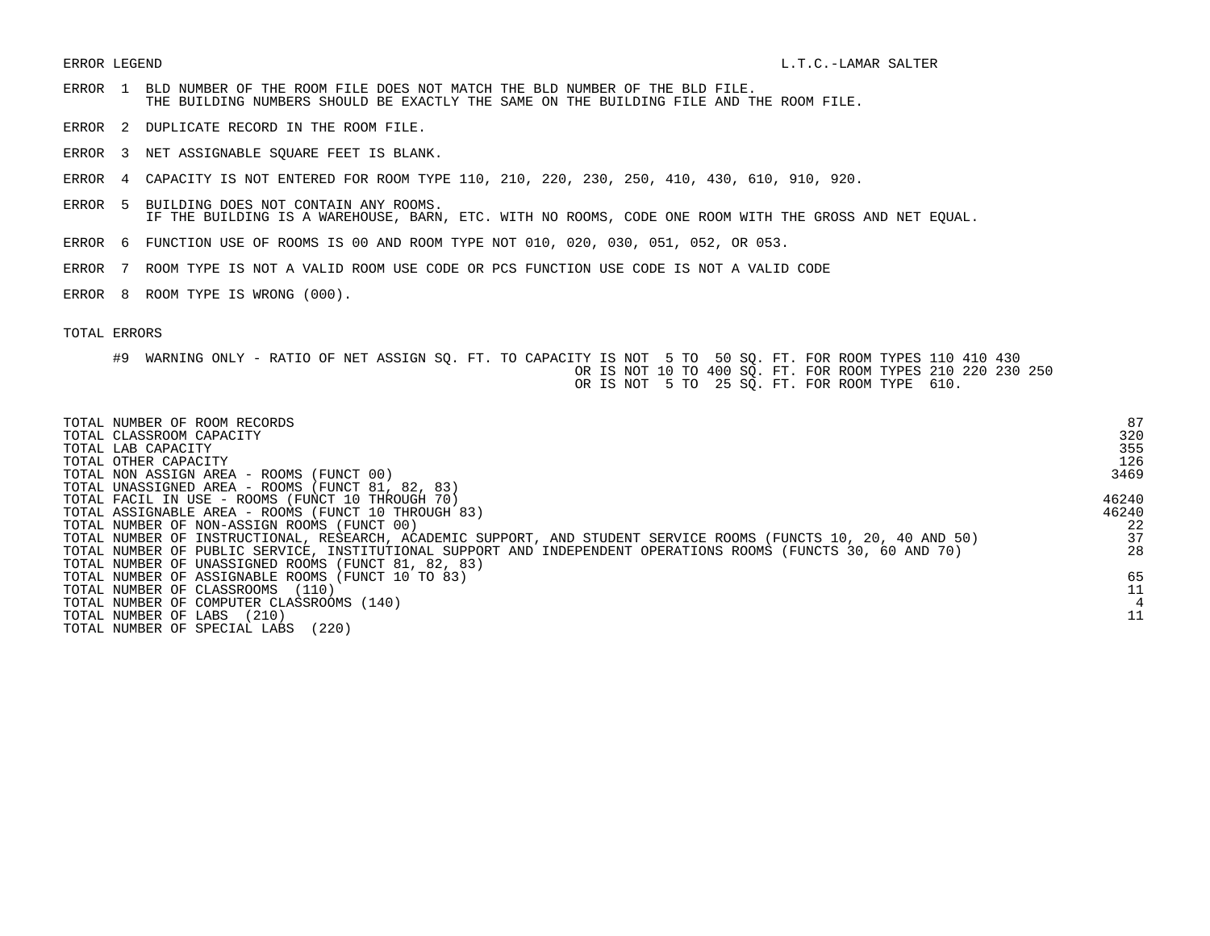ERROR LEGEND

L.T.C.-LAMAR SALTER

ERROR 1 BLD NUMBER OF THE ROOM FILE DOES NOT MATCH THE BLD NUMBER OF THE BLD FILE.
THE BUILDING NUMBERS SHOULD BE EXACTLY THE SAME ON THE BUILDING FILE AND THE ROOM FILE.

ERROR 2 DUPLICATE RECORD IN THE ROOM FILE.

ERROR 3 NET ASSIGNABLE SQUARE FEET IS BLANK.

ERROR 4 CAPACITY IS NOT ENTERED FOR ROOM TYPE 110, 210, 220, 230, 250, 410, 430, 610, 910, 920.

ERROR 5 BUILDING DOES NOT CONTAIN ANY ROOMS.
IF THE BUILDING IS A WAREHOUSE, BARN, ETC. WITH NO ROOMS, CODE ONE ROOM WITH THE GROSS AND NET EQUAL.

ERROR 6 FUNCTION USE OF ROOMS IS 00 AND ROOM TYPE NOT 010, 020, 030, 051, 052, OR 053.

ERROR 7 ROOM TYPE IS NOT A VALID ROOM USE CODE OR PCS FUNCTION USE CODE IS NOT A VALID CODE

ERROR 8 ROOM TYPE IS WRONG (000).

TOTAL ERRORS

#9 WARNING ONLY - RATIO OF NET ASSIGN SQ. FT. TO CAPACITY IS NOT 5 TO 50 SQ. FT. FOR ROOM TYPES 110 410 430
OR IS NOT 10 TO 400 SQ. FT. FOR ROOM TYPES 210 220 230 250
OR IS NOT 5 TO 25 SQ. FT. FOR ROOM TYPE 610.

| | |
|---|---|
| TOTAL NUMBER OF ROOM RECORDS | 87 |
| TOTAL CLASSROOM CAPACITY | 320 |
| TOTAL LAB CAPACITY | 355 |
| TOTAL OTHER CAPACITY | 126 |
| TOTAL NON ASSIGN AREA - ROOMS (FUNCT 00) | 3469 |
| TOTAL UNASSIGNED AREA - ROOMS (FUNCT 81, 82, 83) | |
| TOTAL FACIL IN USE - ROOMS (FUNCT 10 THROUGH 70) | 46240 |
| TOTAL ASSIGNABLE AREA - ROOMS (FUNCT 10 THROUGH 83) | 46240 |
| TOTAL NUMBER OF NON-ASSIGN ROOMS (FUNCT 00) | 22 |
| TOTAL NUMBER OF INSTRUCTIONAL, RESEARCH, ACADEMIC SUPPORT, AND STUDENT SERVICE ROOMS (FUNCTS 10, 20, 40 AND 50) | 37 |
| TOTAL NUMBER OF PUBLIC SERVICE, INSTITUTIONAL SUPPORT AND INDEPENDENT OPERATIONS ROOMS (FUNCTS 30, 60 AND 70) | 28 |
| TOTAL NUMBER OF UNASSIGNED ROOMS (FUNCT 81, 82, 83) | |
| TOTAL NUMBER OF ASSIGNABLE ROOMS (FUNCT 10 TO 83) | 65 |
| TOTAL NUMBER OF CLASSROOMS (110) | 11 |
| TOTAL NUMBER OF COMPUTER CLASSROOMS (140) | 4 |
| TOTAL NUMBER OF LABS (210) | 11 |
| TOTAL NUMBER OF SPECIAL LABS (220) | |